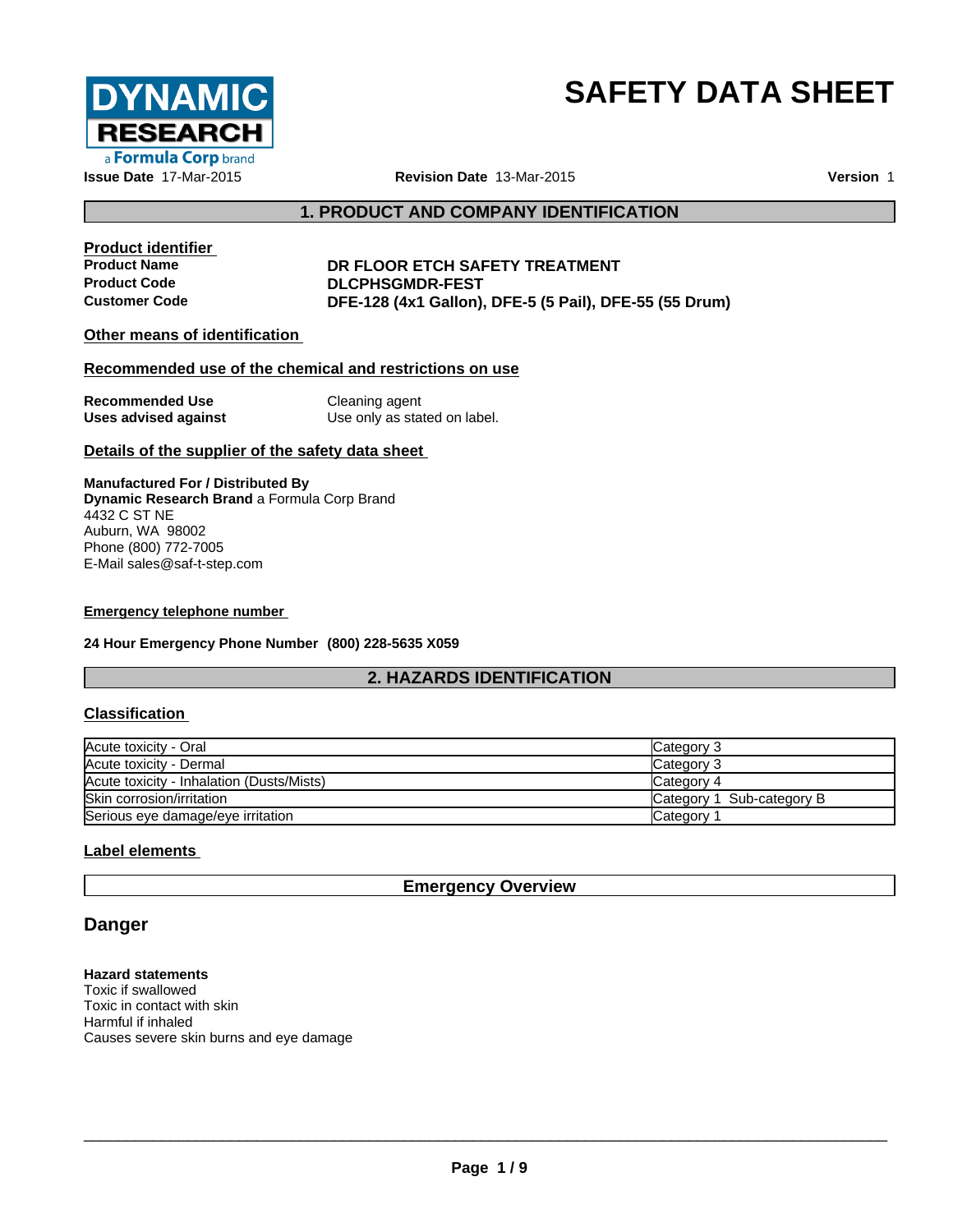# SAFETY DATA SHEET

**Issue Date** 17-Mar-2015 **Revision Date** 13-Mar-2015 **Version** 1

## 1. PRODUCT AND COMPANY IDENTIFICATION

### Product identifier

**Product Name** DR FLOOR ETCH SAFETY TREATMENT
**Product Code** DLCPHSGMDR-FEST
**Customer Code** DFE-128 (4x1 Gallon), DFE-5 (5 Pail), DFE-55 (55 Drum)

### Other means of identification

### Recommended use of the chemical and restrictions on use

**Recommended Use** Cleaning agent
**Uses advised against** Use only as stated on label.

### Details of the supplier of the safety data sheet

**Manufactured For / Distributed By**
**Dynamic Research Brand** a Formula Corp Brand
4432 C ST NE
Auburn, WA 98002
Phone (800) 772-7005
E-Mail sales@saf-t-step.com

### Emergency telephone number

**24 Hour Emergency Phone Number (800) 228-5635 X059**

## 2. HAZARDS IDENTIFICATION

### Classification

| | |
|---|---|
| Acute toxicity - Oral | Category 3 |
| Acute toxicity - Dermal | Category 3 |
| Acute toxicity - Inhalation (Dusts/Mists) | Category 4 |
| Skin corrosion/irritation | Category 1 Sub-category B |
| Serious eye damage/eye irritation | Category 1 |

### Label elements

**Emergency Overview**

## Danger

**Hazard statements**
Toxic if swallowed
Toxic in contact with skin
Harmful if inhaled
Causes severe skin burns and eye damage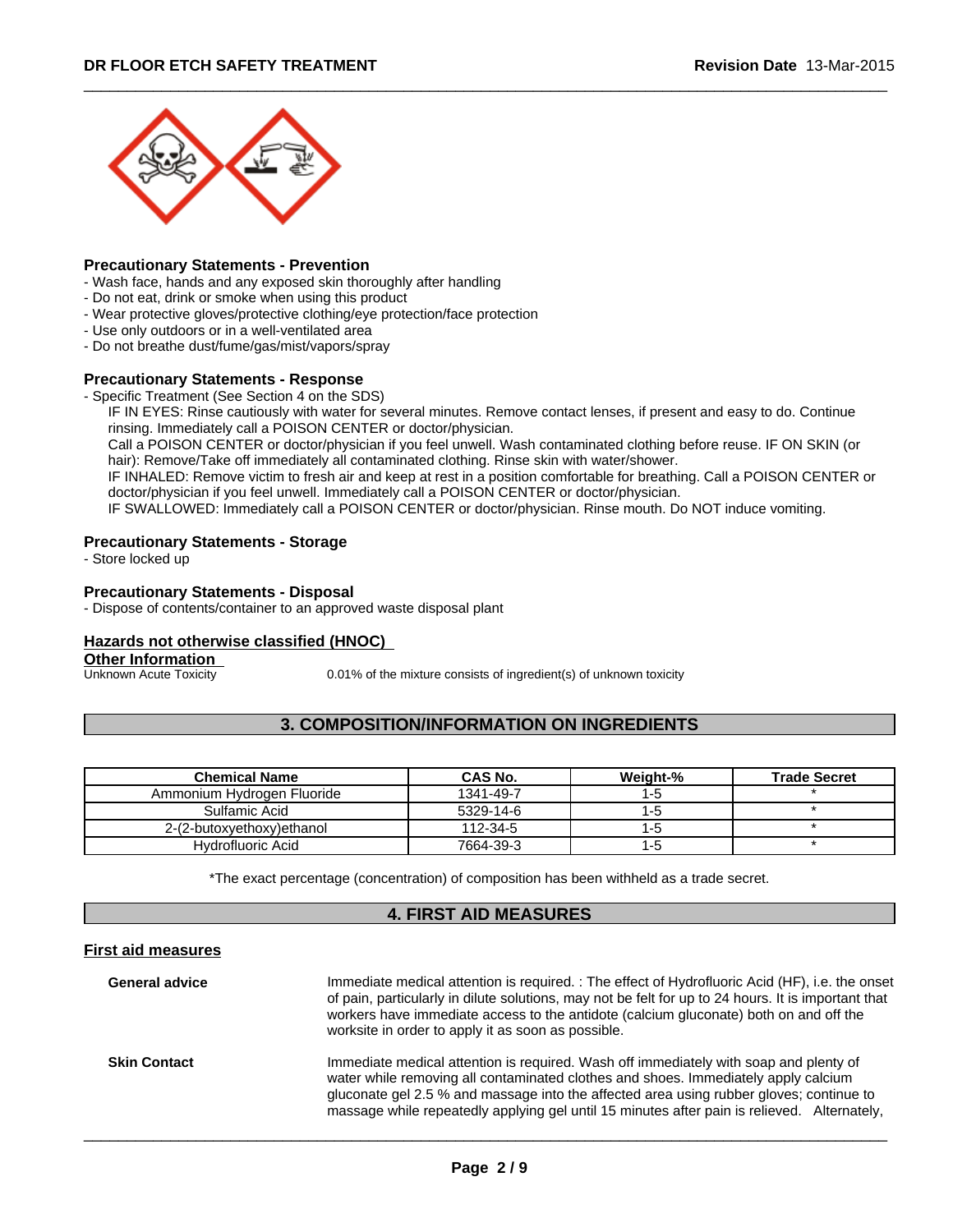### Precautionary Statements - Prevention

- Wash face, hands and any exposed skin thoroughly after handling
- Do not eat, drink or smoke when using this product
- Wear protective gloves/protective clothing/eye protection/face protection
- Use only outdoors or in a well-ventilated area
- Do not breathe dust/fume/gas/mist/vapors/spray

### Precautionary Statements - Response

- Specific Treatment (See Section 4 on the SDS)

  IF IN EYES: Rinse cautiously with water for several minutes. Remove contact lenses, if present and easy to do. Continue rinsing. Immediately call a POISON CENTER or doctor/physician.

  Call a POISON CENTER or doctor/physician if you feel unwell. Wash contaminated clothing before reuse. IF ON SKIN (or hair): Remove/Take off immediately all contaminated clothing. Rinse skin with water/shower.

  IF INHALED: Remove victim to fresh air and keep at rest in a position comfortable for breathing. Call a POISON CENTER or doctor/physician if you feel unwell. Immediately call a POISON CENTER or doctor/physician.

  IF SWALLOWED: Immediately call a POISON CENTER or doctor/physician. Rinse mouth. Do NOT induce vomiting.

### Precautionary Statements - Storage

- Store locked up

### Precautionary Statements - Disposal

- Dispose of contents/container to an approved waste disposal plant

### Hazards not otherwise classified (HNOC)

### Other Information

Unknown Acute Toxicity — 0.01% of the mixture consists of ingredient(s) of unknown toxicity

## 3. COMPOSITION/INFORMATION ON INGREDIENTS

| Chemical Name | CAS No. | Weight-% | Trade Secret |
|---|---|---|---|
| Ammonium Hydrogen Fluoride | 1341-49-7 | 1-5 | * |
| Sulfamic Acid | 5329-14-6 | 1-5 | * |
| 2-(2-butoxyethoxy)ethanol | 112-34-5 | 1-5 | * |
| Hydrofluoric Acid | 7664-39-3 | 1-5 | * |

*The exact percentage (concentration) of composition has been withheld as a trade secret.

## 4. FIRST AID MEASURES

### First aid measures

**General advice** — Immediate medical attention is required. : The effect of Hydrofluoric Acid (HF), i.e. the onset of pain, particularly in dilute solutions, may not be felt for up to 24 hours. It is important that workers have immediate access to the antidote (calcium gluconate) both on and off the worksite in order to apply it as soon as possible.

**Skin Contact** — Immediate medical attention is required. Wash off immediately with soap and plenty of water while removing all contaminated clothes and shoes. Immediately apply calcium gluconate gel 2.5 % and massage into the affected area using rubber gloves; continue to massage while repeatedly applying gel until 15 minutes after pain is relieved. Alternately,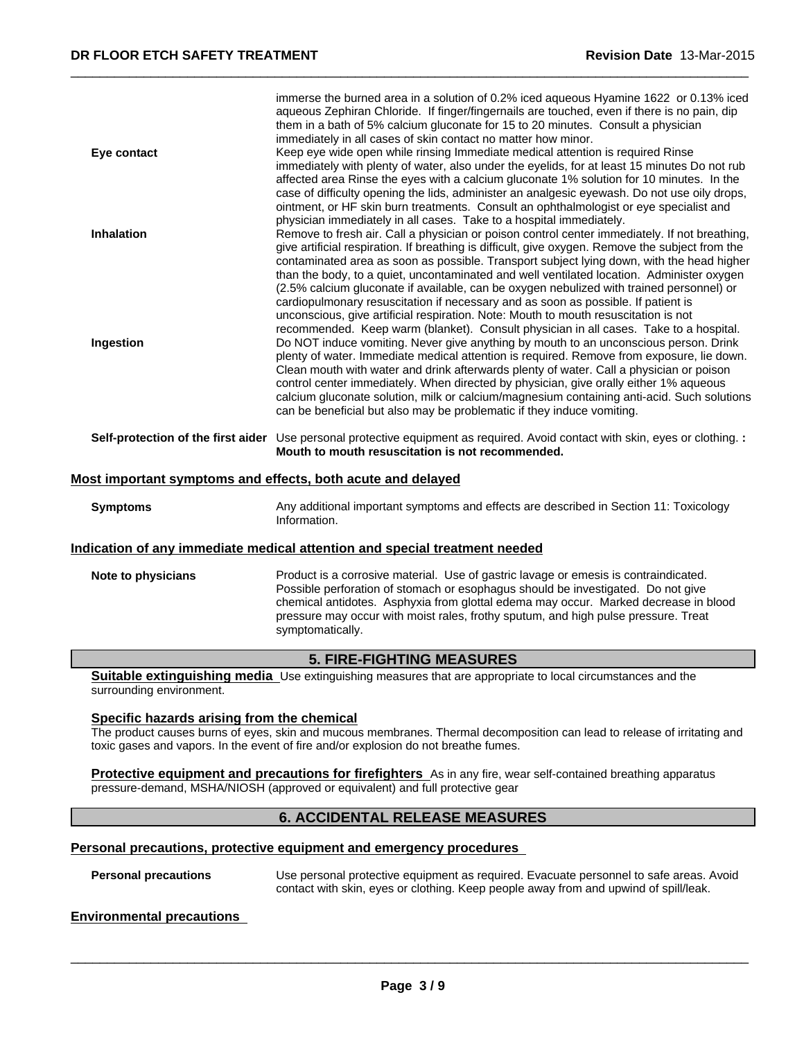| | |
|---|---|
| | immerse the burned area in a solution of 0.2% iced aqueous Hyamine 1622 or 0.13% iced aqueous Zephiran Chloride. If finger/fingernails are touched, even if there is no pain, dip them in a bath of 5% calcium gluconate for 15 to 20 minutes. Consult a physician immediately in all cases of skin contact no matter how minor. |
| **Eye contact** | Keep eye wide open while rinsing Immediate medical attention is required Rinse immediately with plenty of water, also under the eyelids, for at least 15 minutes Do not rub affected area Rinse the eyes with a calcium gluconate 1% solution for 10 minutes. In the case of difficulty opening the lids, administer an analgesic eyewash. Do not use oily drops, ointment, or HF skin burn treatments. Consult an ophthalmologist or eye specialist and physician immediately in all cases. Take to a hospital immediately. |
| **Inhalation** | Remove to fresh air. Call a physician or poison control center immediately. If not breathing, give artificial respiration. If breathing is difficult, give oxygen. Remove the subject from the contaminated area as soon as possible. Transport subject lying down, with the head higher than the body, to a quiet, uncontaminated and well ventilated location. Administer oxygen (2.5% calcium gluconate if available, can be oxygen nebulized with trained personnel) or cardiopulmonary resuscitation if necessary and as soon as possible. If patient is unconscious, give artificial respiration. Note: Mouth to mouth resuscitation is not recommended. Keep warm (blanket). Consult physician in all cases. Take to a hospital. |
| **Ingestion** | Do NOT induce vomiting. Never give anything by mouth to an unconscious person. Drink plenty of water. Immediate medical attention is required. Remove from exposure, lie down. Clean mouth with water and drink afterwards plenty of water. Call a physician or poison control center immediately. When directed by physician, give orally either 1% aqueous calcium gluconate solution, milk or calcium/magnesium containing anti-acid. Such solutions can be beneficial but also may be problematic if they induce vomiting. |
| **Self-protection of the first aider** | Use personal protective equipment as required. Avoid contact with skin, eyes or clothing. **: Mouth to mouth resuscitation is not recommended.** |

### Most important symptoms and effects, both acute and delayed

**Symptoms** Any additional important symptoms and effects are described in Section 11: Toxicology Information.

### Indication of any immediate medical attention and special treatment needed

**Note to physicians** Product is a corrosive material. Use of gastric lavage or emesis is contraindicated. Possible perforation of stomach or esophagus should be investigated. Do not give chemical antidotes. Asphyxia from glottal edema may occur. Marked decrease in blood pressure may occur with moist rales, frothy sputum, and high pulse pressure. Treat symptomatically.

## 5. FIRE-FIGHTING MEASURES

**Suitable extinguishing media** Use extinguishing measures that are appropriate to local circumstances and the surrounding environment.

### Specific hazards arising from the chemical

The product causes burns of eyes, skin and mucous membranes. Thermal decomposition can lead to release of irritating and toxic gases and vapors. In the event of fire and/or explosion do not breathe fumes.

**Protective equipment and precautions for firefighters** As in any fire, wear self-contained breathing apparatus pressure-demand, MSHA/NIOSH (approved or equivalent) and full protective gear

## 6. ACCIDENTAL RELEASE MEASURES

### Personal precautions, protective equipment and emergency procedures

**Personal precautions** Use personal protective equipment as required. Evacuate personnel to safe areas. Avoid contact with skin, eyes or clothing. Keep people away from and upwind of spill/leak.

### Environmental precautions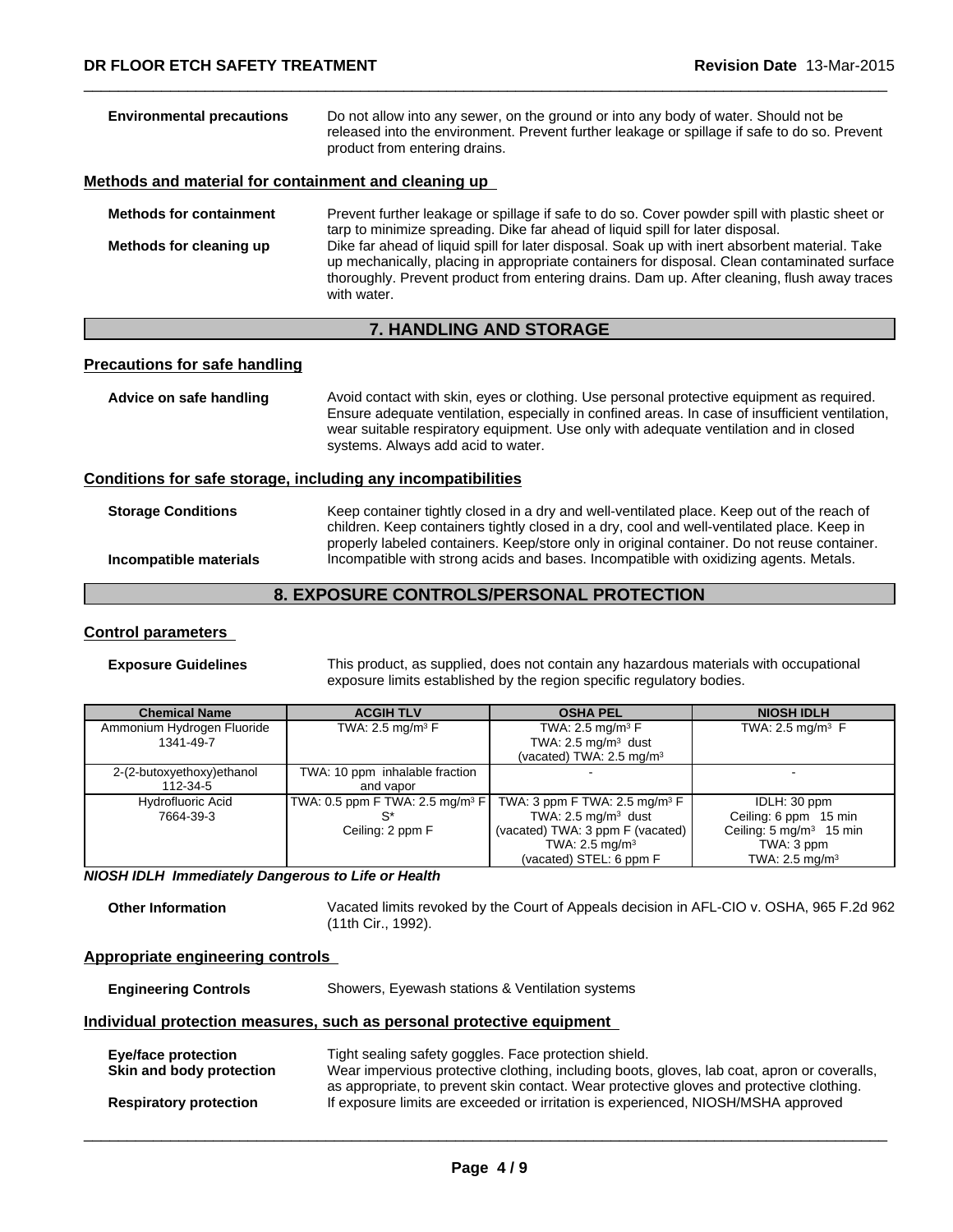**Environmental precautions** Do not allow into any sewer, on the ground or into any body of water. Should not be released into the environment. Prevent further leakage or spillage if safe to do so. Prevent product from entering drains.

### Methods and material for containment and cleaning up

**Methods for containment** Prevent further leakage or spillage if safe to do so. Cover powder spill with plastic sheet or tarp to minimize spreading. Dike far ahead of liquid spill for later disposal.

**Methods for cleaning up** Dike far ahead of liquid spill for later disposal. Soak up with inert absorbent material. Take up mechanically, placing in appropriate containers for disposal. Clean contaminated surface thoroughly. Prevent product from entering drains. Dam up. After cleaning, flush away traces with water.

## 7. HANDLING AND STORAGE

### Precautions for safe handling

**Advice on safe handling** Avoid contact with skin, eyes or clothing. Use personal protective equipment as required. Ensure adequate ventilation, especially in confined areas. In case of insufficient ventilation, wear suitable respiratory equipment. Use only with adequate ventilation and in closed systems. Always add acid to water.

### Conditions for safe storage, including any incompatibilities

**Storage Conditions** Keep container tightly closed in a dry and well-ventilated place. Keep out of the reach of children. Keep containers tightly closed in a dry, cool and well-ventilated place. Keep in properly labeled containers. Keep/store only in original container. Do not reuse container.

**Incompatible materials** Incompatible with strong acids and bases. Incompatible with oxidizing agents. Metals.

## 8. EXPOSURE CONTROLS/PERSONAL PROTECTION

### Control parameters

**Exposure Guidelines** This product, as supplied, does not contain any hazardous materials with occupational exposure limits established by the region specific regulatory bodies.

| Chemical Name | ACGIH TLV | OSHA PEL | NIOSH IDLH |
|---|---|---|---|
| Ammonium Hydrogen Fluoride<br>1341-49-7 | TWA: 2.5 mg/m³ F | TWA: 2.5 mg/m³ F<br>TWA: 2.5 mg/m³ dust<br>(vacated) TWA: 2.5 mg/m³ | TWA: 2.5 mg/m³ F |
| 2-(2-butoxyethoxy)ethanol<br>112-34-5 | TWA: 10 ppm inhalable fraction and vapor | - | - |
| Hydrofluoric Acid<br>7664-39-3 | TWA: 0.5 ppm F TWA: 2.5 mg/m³ F<br>S*<br>Ceiling: 2 ppm F | TWA: 3 ppm F TWA: 2.5 mg/m³ F<br>TWA: 2.5 mg/m³ dust<br>(vacated) TWA: 3 ppm F (vacated)<br>TWA: 2.5 mg/m³<br>(vacated) STEL: 6 ppm F | IDLH: 30 ppm<br>Ceiling: 6 ppm 15 min<br>Ceiling: 5 mg/m³ 15 min<br>TWA: 3 ppm<br>TWA: 2.5 mg/m³ |

***NIOSH IDLH Immediately Dangerous to Life or Health***

**Other Information** Vacated limits revoked by the Court of Appeals decision in AFL-CIO v. OSHA, 965 F.2d 962 (11th Cir., 1992).

### Appropriate engineering controls

**Engineering Controls** Showers, Eyewash stations & Ventilation systems

### Individual protection measures, such as personal protective equipment

**Eye/face protection** Tight sealing safety goggles. Face protection shield.

**Skin and body protection** Wear impervious protective clothing, including boots, gloves, lab coat, apron or coveralls, as appropriate, to prevent skin contact. Wear protective gloves and protective clothing.

**Respiratory protection** If exposure limits are exceeded or irritation is experienced, NIOSH/MSHA approved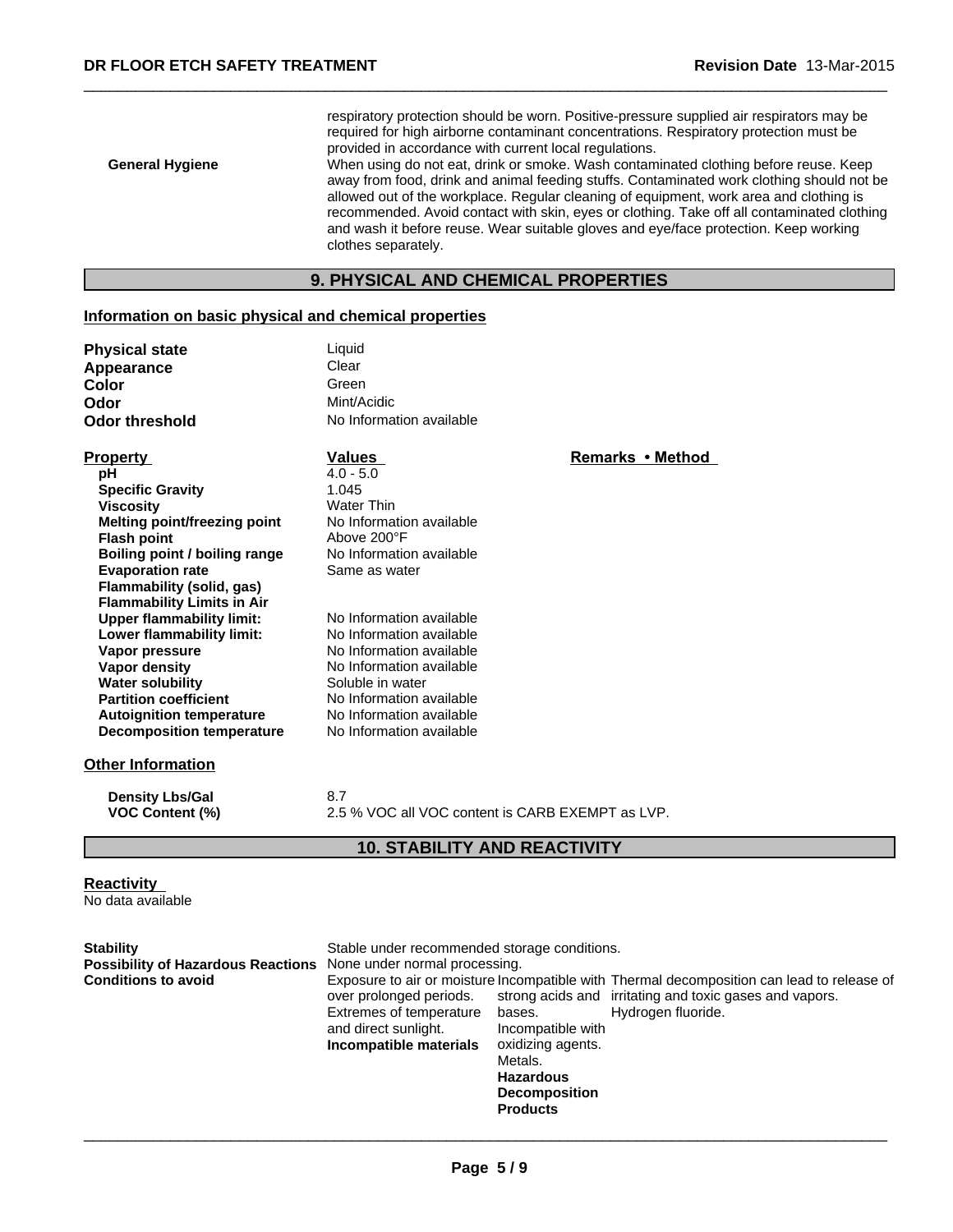respiratory protection should be worn. Positive-pressure supplied air respirators may be required for high airborne contaminant concentrations. Respiratory protection must be provided in accordance with current local regulations.

**General Hygiene** When using do not eat, drink or smoke. Wash contaminated clothing before reuse. Keep away from food, drink and animal feeding stuffs. Contaminated work clothing should not be allowed out of the workplace. Regular cleaning of equipment, work area and clothing is recommended. Avoid contact with skin, eyes or clothing. Take off all contaminated clothing and wash it before reuse. Wear suitable gloves and eye/face protection. Keep working clothes separately.

## 9. PHYSICAL AND CHEMICAL PROPERTIES

### Information on basic physical and chemical properties

| | |
|---|---|
| **Physical state** | Liquid |
| **Appearance** | Clear |
| **Color** | Green |
| **Odor** | Mint/Acidic |
| **Odor threshold** | No Information available |

| Property | Values | Remarks • Method |
|---|---|---|
| **pH** | 4.0 - 5.0 | |
| **Specific Gravity** | 1.045 | |
| **Viscosity** | Water Thin | |
| **Melting point/freezing point** | No Information available | |
| **Flash point** | Above 200°F | |
| **Boiling point / boiling range** | No Information available | |
| **Evaporation rate** | Same as water | |
| **Flammability (solid, gas)** | | |
| **Flammability Limits in Air** | | |
| **Upper flammability limit:** | No Information available | |
| **Lower flammability limit:** | No Information available | |
| **Vapor pressure** | No Information available | |
| **Vapor density** | No Information available | |
| **Water solubility** | Soluble in water | |
| **Partition coefficient** | No Information available | |
| **Autoignition temperature** | No Information available | |
| **Decomposition temperature** | No Information available | |

### Other Information

| | |
|---|---|
| **Density Lbs/Gal** | 8.7 |
| **VOC Content (%)** | 2.5 % VOC all VOC content is CARB EXEMPT as LVP. |

## 10. STABILITY AND REACTIVITY

### Reactivity

No data available

| | |
|---|---|
| **Stability** | Stable under recommended storage conditions. |
| **Possibility of Hazardous Reactions** | None under normal processing. |
| **Conditions to avoid** | Exposure to air or moisture over prolonged periods. Extremes of temperature and direct sunlight. |
| **Incompatible materials** | Incompatible with strong acids and bases. Incompatible with oxidizing agents. Metals. |
| **Hazardous Decomposition Products** | Thermal decomposition can lead to release of irritating and toxic gases and vapors. Hydrogen fluoride. |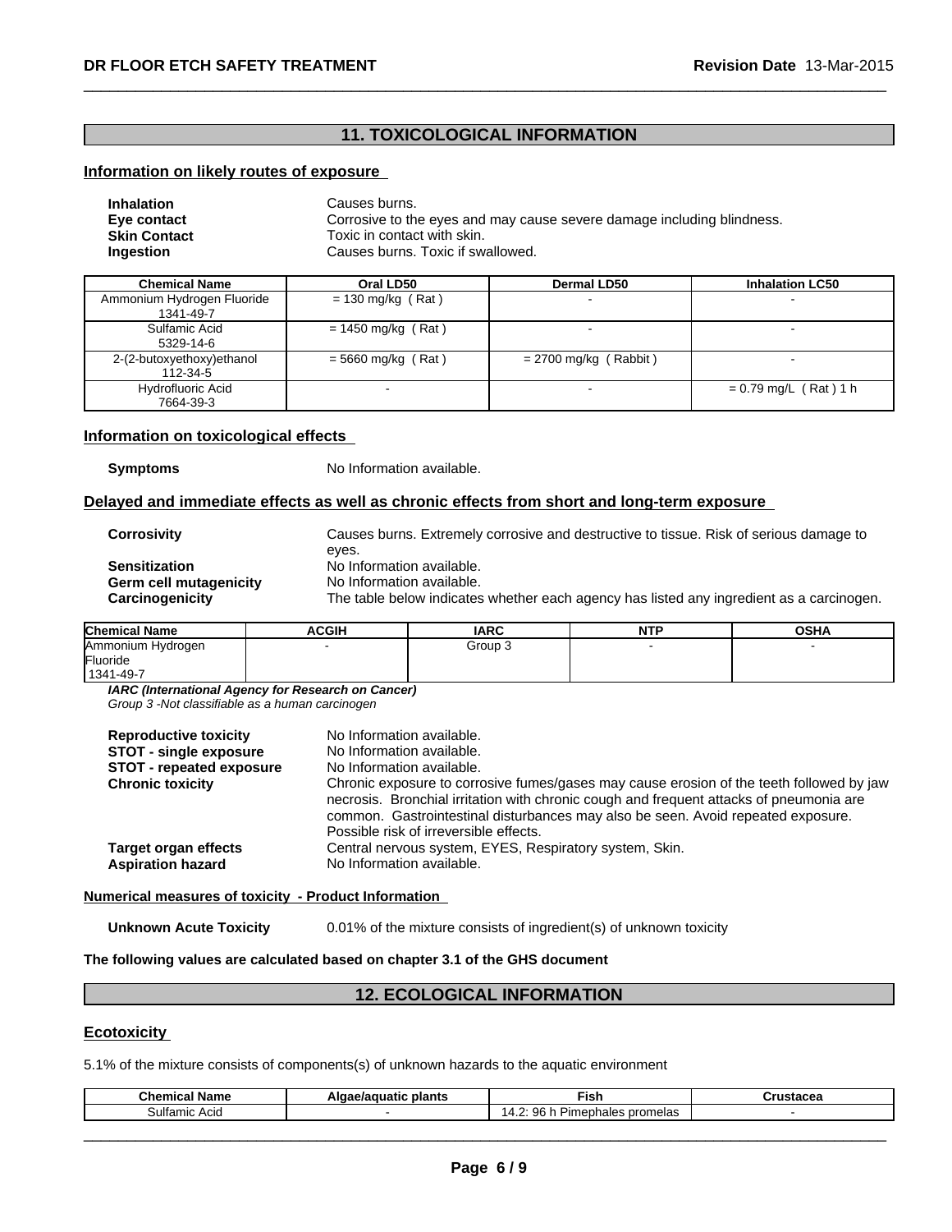## 11. TOXICOLOGICAL INFORMATION

### Information on likely routes of exposure

**Inhalation** Causes burns.
**Eye contact** Corrosive to the eyes and may cause severe damage including blindness.
**Skin Contact** Toxic in contact with skin.
**Ingestion** Causes burns. Toxic if swallowed.

| Chemical Name | Oral LD50 | Dermal LD50 | Inhalation LC50 |
|---|---|---|---|
| Ammonium Hydrogen Fluoride 1341-49-7 | = 130 mg/kg ( Rat ) | - | - |
| Sulfamic Acid 5329-14-6 | = 1450 mg/kg ( Rat ) | - | - |
| 2-(2-butoxyethoxy)ethanol 112-34-5 | = 5660 mg/kg ( Rat ) | = 2700 mg/kg ( Rabbit ) | - |
| Hydrofluoric Acid 7664-39-3 | - | - | = 0.79 mg/L ( Rat ) 1 h |

### Information on toxicological effects

**Symptoms** No Information available.

### Delayed and immediate effects as well as chronic effects from short and long-term exposure

**Corrosivity** Causes burns. Extremely corrosive and destructive to tissue. Risk of serious damage to eyes.
**Sensitization** No Information available.
**Germ cell mutagenicity** No Information available.
**Carcinogenicity** The table below indicates whether each agency has listed any ingredient as a carcinogen.

| Chemical Name | ACGIH | IARC | NTP | OSHA |
|---|---|---|---|---|
| Ammonium Hydrogen Fluoride 1341-49-7 | - | Group 3 | - | - |

***IARC (International Agency for Research on Cancer)***
*Group 3 -Not classifiable as a human carcinogen*

**Reproductive toxicity** No Information available.
**STOT - single exposure** No Information available.
**STOT - repeated exposure** No Information available.
**Chronic toxicity** Chronic exposure to corrosive fumes/gases may cause erosion of the teeth followed by jaw necrosis. Bronchial irritation with chronic cough and frequent attacks of pneumonia are common. Gastrointestinal disturbances may also be seen. Avoid repeated exposure. Possible risk of irreversible effects.
**Target organ effects** Central nervous system, EYES, Respiratory system, Skin.
**Aspiration hazard** No Information available.

### Numerical measures of toxicity - Product Information

**Unknown Acute Toxicity** 0.01% of the mixture consists of ingredient(s) of unknown toxicity

**The following values are calculated based on chapter 3.1 of the GHS document**

## 12. ECOLOGICAL INFORMATION

### Ecotoxicity

5.1% of the mixture consists of components(s) of unknown hazards to the aquatic environment

| Chemical Name | Algae/aquatic plants | Fish | Crustacea |
|---|---|---|---|
| Sulfamic Acid | - | 14.2: 96 h Pimephales promelas | - |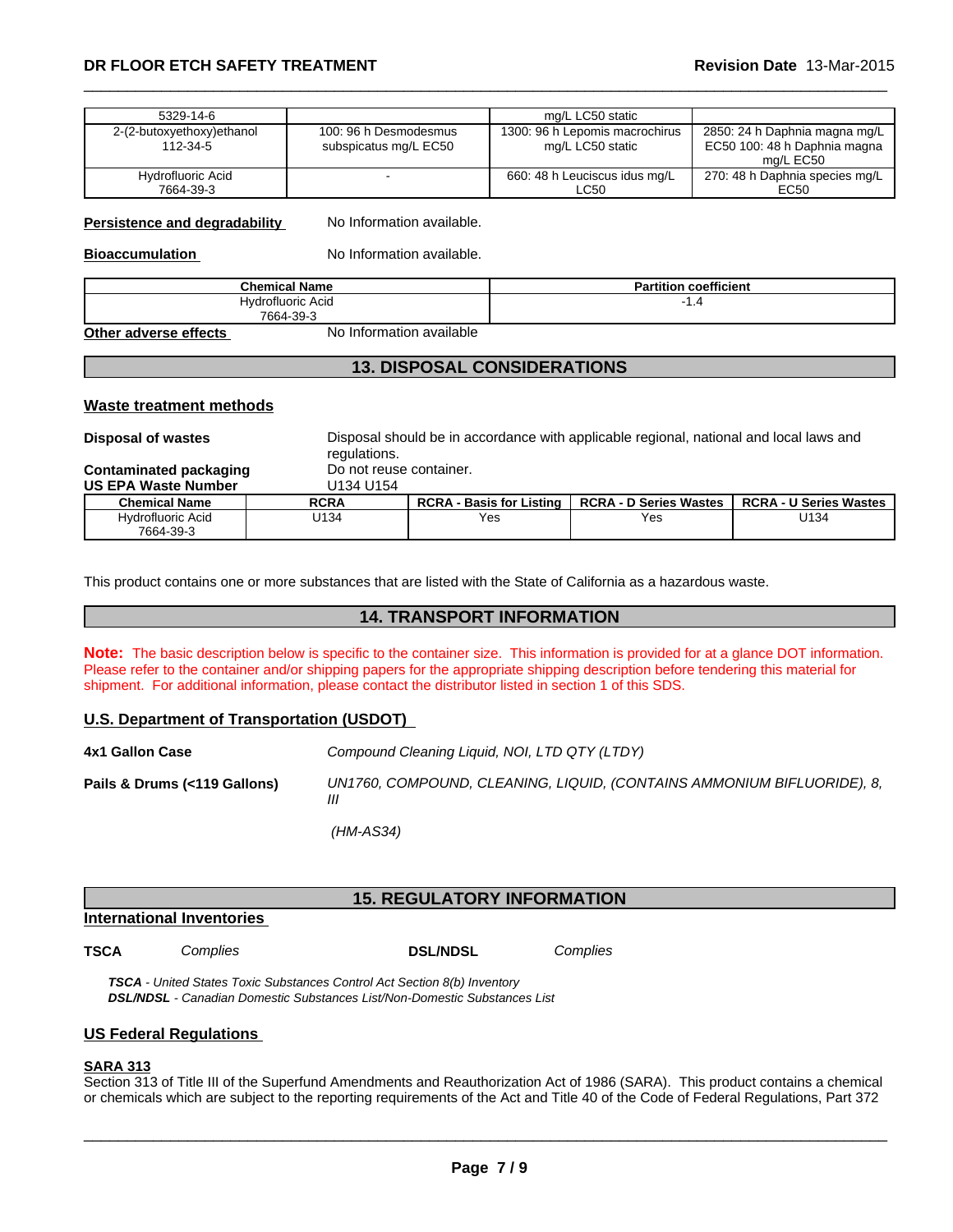| | | | |
|---|---|---|---|
| 5329-14-6 | | mg/L LC50 static | |
| 2-(2-butoxyethoxy)ethanol 112-34-5 | 100: 96 h Desmodesmus subspicatus mg/L EC50 | 1300: 96 h Lepomis macrochirus mg/L LC50 static | 2850: 24 h Daphnia magna mg/L EC50 100: 48 h Daphnia magna mg/L EC50 |
| Hydrofluoric Acid 7664-39-3 | - | 660: 48 h Leuciscus idus mg/L LC50 | 270: 48 h Daphnia species mg/L EC50 |

**Persistence and degradability** No Information available.

**Bioaccumulation** No Information available.

| Chemical Name | Partition coefficient |
|---|---|
| Hydrofluoric Acid 7664-39-3 | -1.4 |

**Other adverse effects** No Information available

## 13. DISPOSAL CONSIDERATIONS

### Waste treatment methods

**Disposal of wastes** Disposal should be in accordance with applicable regional, national and local laws and regulations.

**Contaminated packaging** Do not reuse container.

**US EPA Waste Number** U134 U154

| Chemical Name | RCRA | RCRA - Basis for Listing | RCRA - D Series Wastes | RCRA - U Series Wastes |
|---|---|---|---|---|
| Hydrofluoric Acid 7664-39-3 | U134 | Yes | Yes | U134 |

This product contains one or more substances that are listed with the State of California as a hazardous waste.

## 14. TRANSPORT INFORMATION

**Note:** The basic description below is specific to the container size. This information is provided for at a glance DOT information. Please refer to the container and/or shipping papers for the appropriate shipping description before tendering this material for shipment. For additional information, please contact the distributor listed in section 1 of this SDS.

### U.S. Department of Transportation (USDOT)

**4x1 Gallon Case** *Compound Cleaning Liquid, NOI, LTD QTY (LTDY)*

**Pails & Drums (<119 Gallons)** *UN1760, COMPOUND, CLEANING, LIQUID, (CONTAINS AMMONIUM BIFLUORIDE), 8, III*

*(HM-AS34)*

## 15. REGULATORY INFORMATION

### International Inventories

**TSCA** *Complies* **DSL/NDSL** *Complies*

***TSCA*** *- United States Toxic Substances Control Act Section 8(b) Inventory*
***DSL/NDSL*** *- Canadian Domestic Substances List/Non-Domestic Substances List*

### US Federal Regulations

**SARA 313**
Section 313 of Title III of the Superfund Amendments and Reauthorization Act of 1986 (SARA). This product contains a chemical or chemicals which are subject to the reporting requirements of the Act and Title 40 of the Code of Federal Regulations, Part 372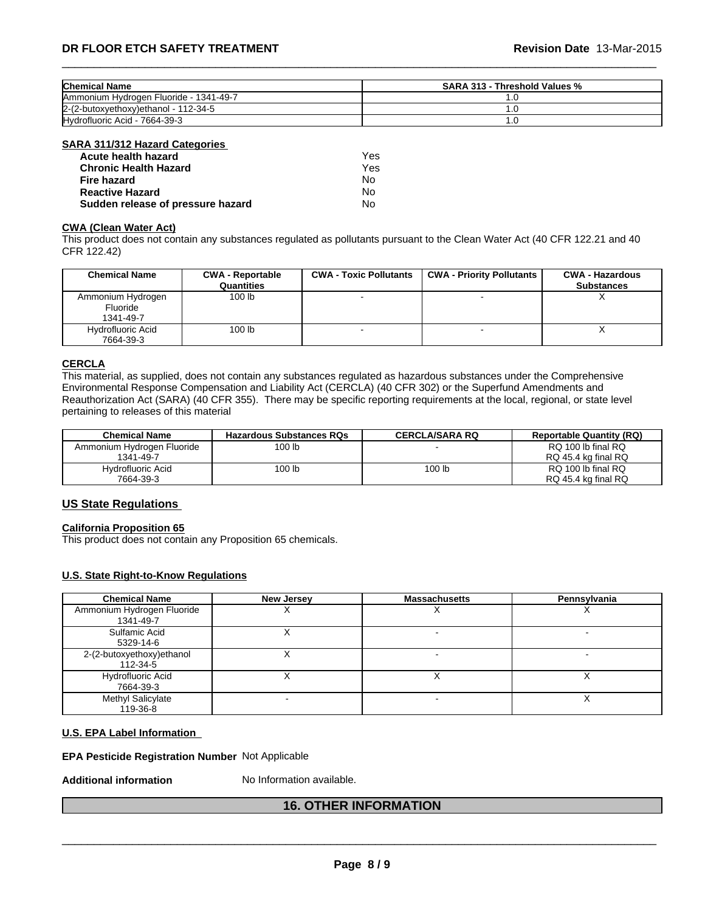| Chemical Name | SARA 313 - Threshold Values % |
| --- | --- |
| Ammonium Hydrogen Fluoride - 1341-49-7 | 1.0 |
| 2-(2-butoxyethoxy)ethanol - 112-34-5 | 1.0 |
| Hydrofluoric Acid - 7664-39-3 | 1.0 |

**SARA 311/312 Hazard Categories**

| | |
| --- | --- |
| **Acute health hazard** | Yes |
| **Chronic Health Hazard** | Yes |
| **Fire hazard** | No |
| **Reactive Hazard** | No |
| **Sudden release of pressure hazard** | No |

**CWA (Clean Water Act)**

This product does not contain any substances regulated as pollutants pursuant to the Clean Water Act (40 CFR 122.21 and 40 CFR 122.42)

| Chemical Name | CWA - Reportable Quantities | CWA - Toxic Pollutants | CWA - Priority Pollutants | CWA - Hazardous Substances |
| --- | --- | --- | --- | --- |
| Ammonium Hydrogen Fluoride 1341-49-7 | 100 lb | - | - | X |
| Hydrofluoric Acid 7664-39-3 | 100 lb | - | - | X |

**CERCLA**

This material, as supplied, does not contain any substances regulated as hazardous substances under the Comprehensive Environmental Response Compensation and Liability Act (CERCLA) (40 CFR 302) or the Superfund Amendments and Reauthorization Act (SARA) (40 CFR 355). There may be specific reporting requirements at the local, regional, or state level pertaining to releases of this material

| Chemical Name | Hazardous Substances RQs | CERCLA/SARA RQ | Reportable Quantity (RQ) |
| --- | --- | --- | --- |
| Ammonium Hydrogen Fluoride 1341-49-7 | 100 lb | - | RQ 100 lb final RQ RQ 45.4 kg final RQ |
| Hydrofluoric Acid 7664-39-3 | 100 lb | 100 lb | RQ 100 lb final RQ RQ 45.4 kg final RQ |

## US State Regulations

**California Proposition 65**

This product does not contain any Proposition 65 chemicals.

**U.S. State Right-to-Know Regulations**

| Chemical Name | New Jersey | Massachusetts | Pennsylvania |
| --- | --- | --- | --- |
| Ammonium Hydrogen Fluoride 1341-49-7 | X | X | X |
| Sulfamic Acid 5329-14-6 | X | - | - |
| 2-(2-butoxyethoxy)ethanol 112-34-5 | X | - | - |
| Hydrofluoric Acid 7664-39-3 | X | X | X |
| Methyl Salicylate 119-36-8 | - | - | X |

**U.S. EPA Label Information**

**EPA Pesticide Registration Number** Not Applicable

**Additional information** No Information available.

## 16. OTHER INFORMATION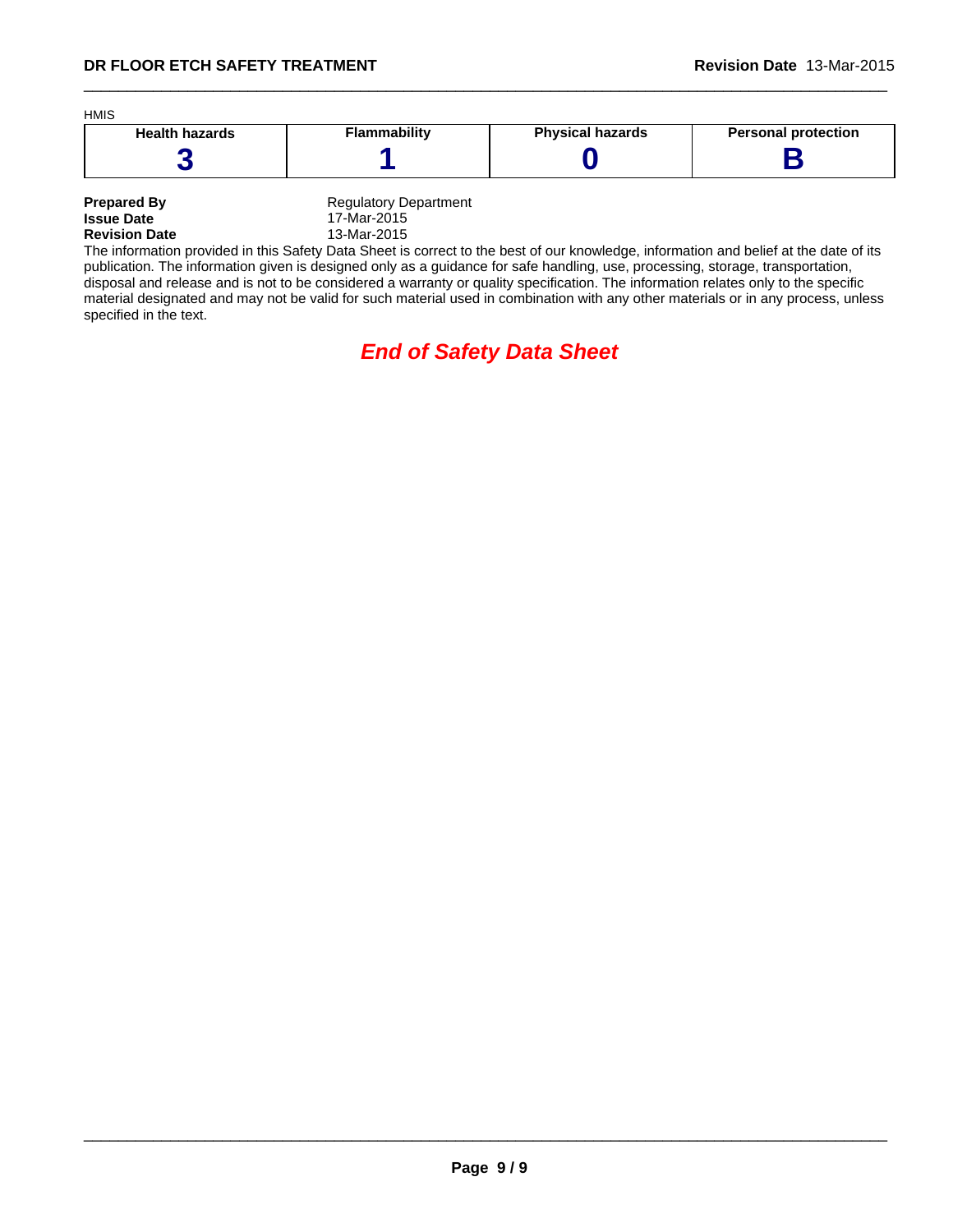HMIS

| Health hazards | Flammability | Physical hazards | Personal protection |
| --- | --- | --- | --- |
| 3 | 1 | 0 | B |

**Prepared By** Regulatory Department
**Issue Date** 17-Mar-2015
**Revision Date** 13-Mar-2015

The information provided in this Safety Data Sheet is correct to the best of our knowledge, information and belief at the date of its publication. The information given is designed only as a guidance for safe handling, use, processing, storage, transportation, disposal and release and is not to be considered a warranty or quality specification. The information relates only to the specific material designated and may not be valid for such material used in combination with any other materials or in any process, unless specified in the text.

***End of Safety Data Sheet***